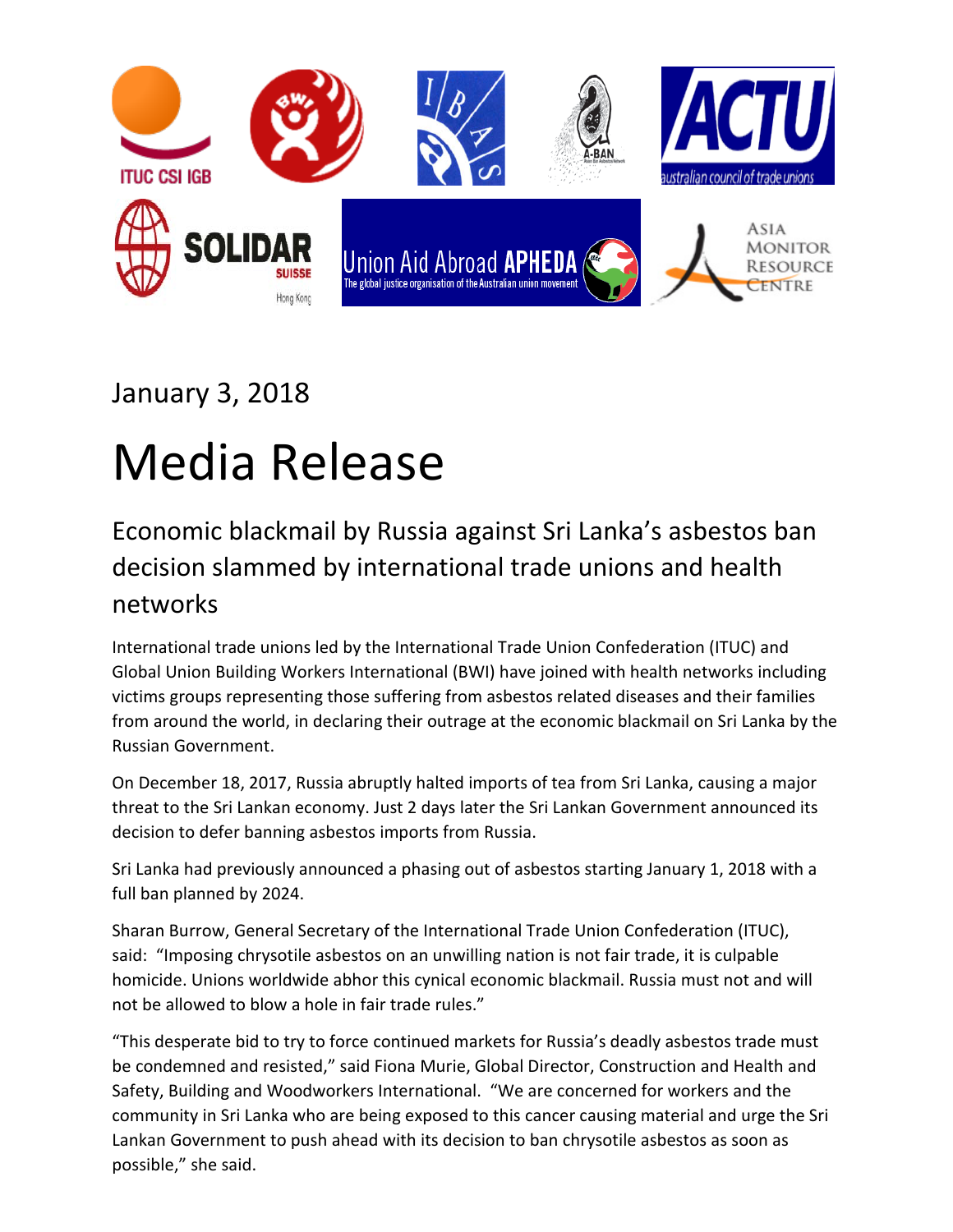January 3, 2018

# Media Release

## Economic blackmail by Russia against Sri Lanka's asbestos ban decision slammed by international trade unions and health networks

International trade unions led by the International Trade Union Confederation (ITUC) and Global Union Building Workers International (BWI) have joined with health networks including victims groups representing those suffering from asbestos related diseases and their families from around the world, in declaring their outrage at the economic blackmail on Sri Lanka by the Russian Government.

On December 18, 2017, Russia abruptly halted imports of tea from Sri Lanka, causing a major threat to the Sri Lankan economy. Just 2 days later the Sri Lankan Government announced its decision to defer banning asbestos imports from Russia.

Sri Lanka had previously announced a phasing out of asbestos starting January 1, 2018 with a full ban planned by 2024.

Sharan Burrow, General Secretary of the International Trade Union Confederation (ITUC), said: "Imposing chrysotile asbestos on an unwilling nation is not fair trade, it is culpable homicide. Unions worldwide abhor this cynical economic blackmail. Russia must not and will not be allowed to blow a hole in fair trade rules."

"This desperate bid to try to force continued markets for Russia's deadly asbestos trade must be condemned and resisted," said Fiona Murie, Global Director, Construction and Health and Safety, Building and Woodworkers International. "We are concerned for workers and the community in Sri Lanka who are being exposed to this cancer causing material and urge the Sri Lankan Government to push ahead with its decision to ban chrysotile asbestos as soon as possible," she said.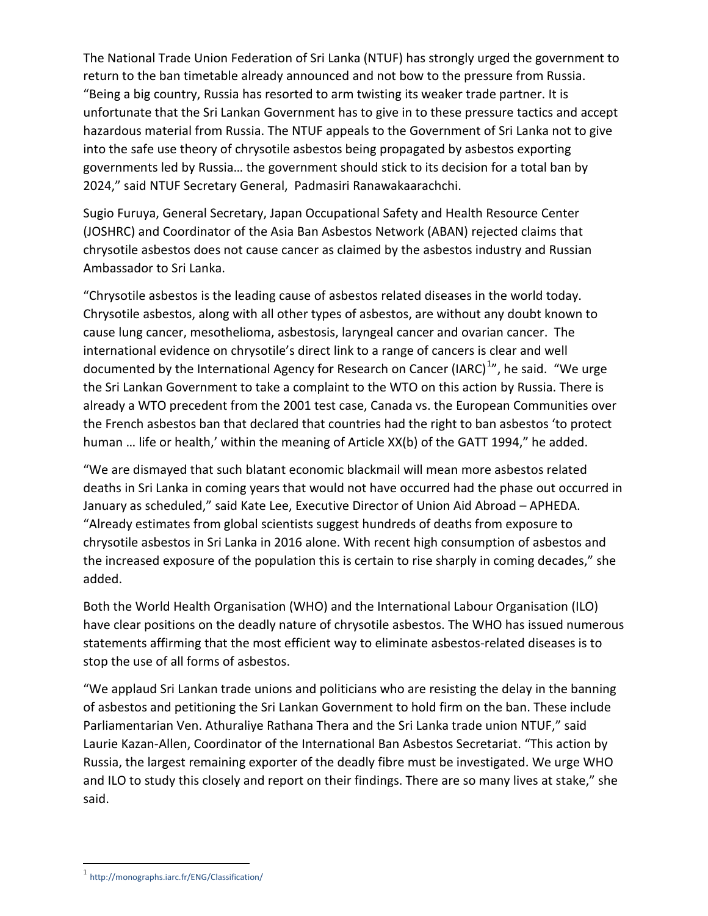The National Trade Union Federation of Sri Lanka (NTUF) has strongly urged the government to return to the ban timetable already announced and not bow to the pressure from Russia. "Being a big country, Russia has resorted to arm twisting its weaker trade partner. It is unfortunate that the Sri Lankan Government has to give in to these pressure tactics and accept hazardous material from Russia. The NTUF appeals to the Government of Sri Lanka not to give into the safe use theory of chrysotile asbestos being propagated by asbestos exporting governments led by Russia… the government should stick to its decision for a total ban by 2024," said NTUF Secretary General, Padmasiri Ranawakaarachchi.

Sugio Furuya, General Secretary, Japan Occupational Safety and Health Resource Center (JOSHRC) and Coordinator of the Asia Ban Asbestos Network (ABAN) rejected claims that chrysotile asbestos does not cause cancer as claimed by the asbestos industry and Russian Ambassador to Sri Lanka.

"Chrysotile asbestos is the leading cause of asbestos related diseases in the world today. Chrysotile asbestos, along with all other types of asbestos, are without any doubt known to cause lung cancer, mesothelioma, asbestosis, laryngeal cancer and ovarian cancer. The international evidence on chrysotile's direct link to a range of cancers is clear and well documented by the International Agency for Research on Cancer (IARC)[1]", he said. "We urge the Sri Lankan Government to take a complaint to the WTO on this action by Russia. There is already a WTO precedent from the 2001 test case, Canada vs. the European Communities over the French asbestos ban that declared that countries had the right to ban asbestos 'to protect human … life or health,' within the meaning of Article XX(b) of the GATT 1994," he added.

"We are dismayed that such blatant economic blackmail will mean more asbestos related deaths in Sri Lanka in coming years that would not have occurred had the phase out occurred in January as scheduled," said Kate Lee, Executive Director of Union Aid Abroad – APHEDA. "Already estimates from global scientists suggest hundreds of deaths from exposure to chrysotile asbestos in Sri Lanka in 2016 alone. With recent high consumption of asbestos and the increased exposure of the population this is certain to rise sharply in coming decades," she added.

Both the World Health Organisation (WHO) and the International Labour Organisation (ILO) have clear positions on the deadly nature of chrysotile asbestos. The WHO has issued numerous statements affirming that the most efficient way to eliminate asbestos-related diseases is to stop the use of all forms of asbestos.

"We applaud Sri Lankan trade unions and politicians who are resisting the delay in the banning of asbestos and petitioning the Sri Lankan Government to hold firm on the ban. These include Parliamentarian Ven. Athuraliye Rathana Thera and the Sri Lanka trade union NTUF," said Laurie Kazan-Allen, Coordinator of the International Ban Asbestos Secretariat. "This action by Russia, the largest remaining exporter of the deadly fibre must be investigated. We urge WHO and ILO to study this closely and report on their findings. There are so many lives at stake," she said.

---

[1] http://monographs.iarc.fr/ENG/Classification/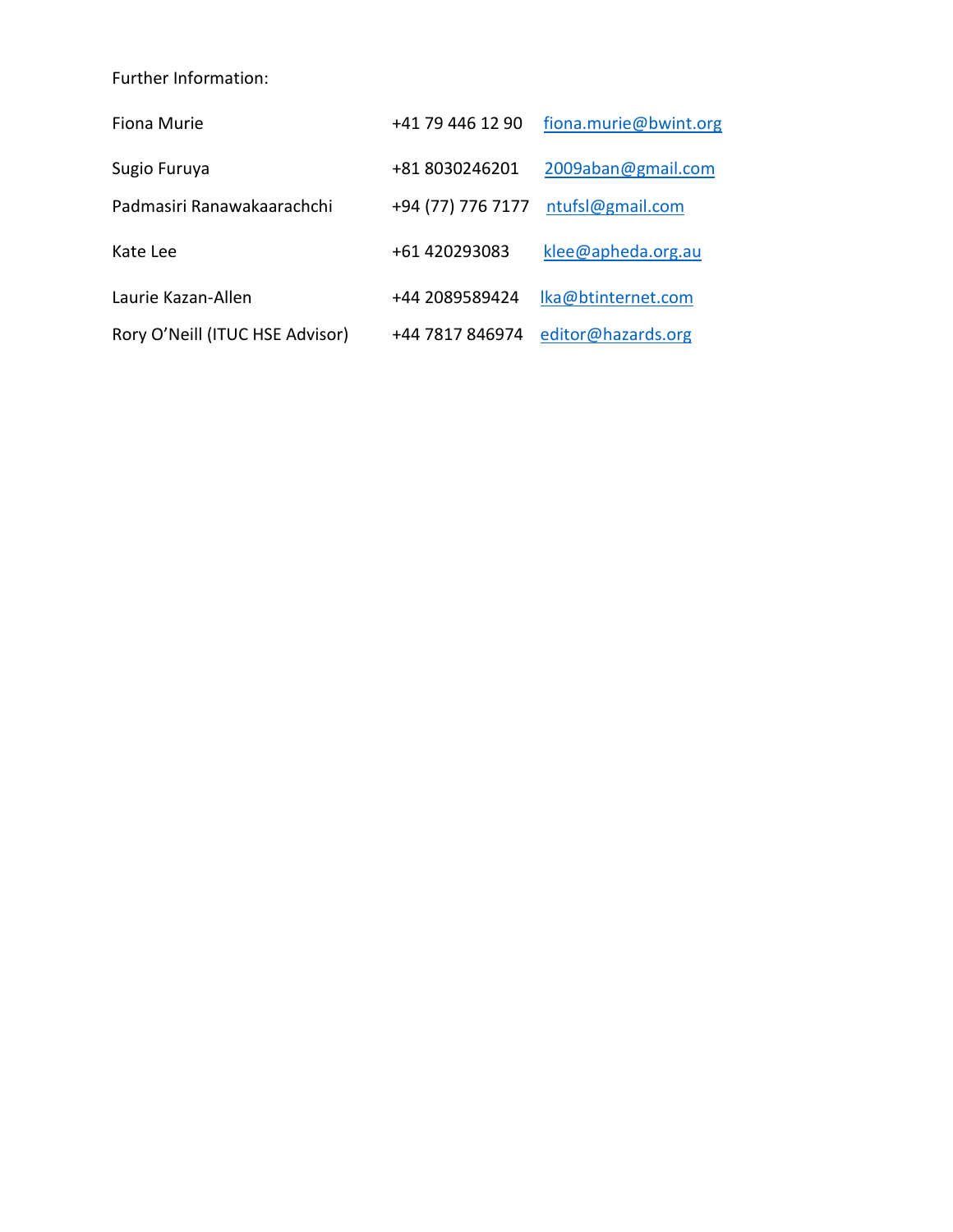Further Information:

| | | |
|---|---|---|
| Fiona Murie | +41 79 446 12 90 | fiona.murie@bwint.org |
| Sugio Furuya | +81 8030246201 | 2009aban@gmail.com |
| Padmasiri Ranawakaarachchi | +94 (77) 776 7177 | ntufsl@gmail.com |
| Kate Lee | +61 420293083 | klee@apheda.org.au |
| Laurie Kazan-Allen | +44 2089589424 | lka@btinternet.com |
| Rory O'Neill (ITUC HSE Advisor) | +44 7817 846974 | editor@hazards.org |